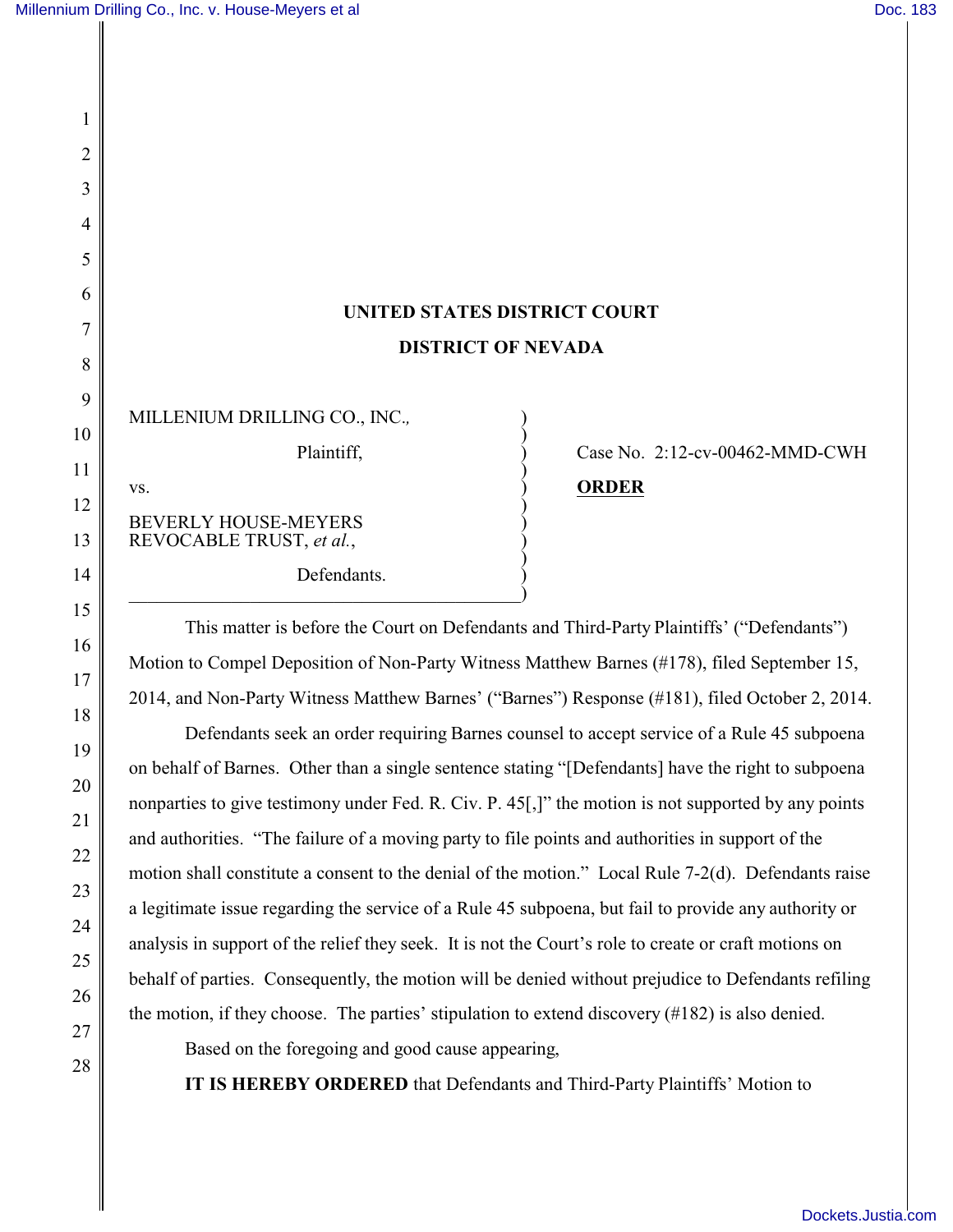# UNITED STATES DISTRICT COURT

# DISTRICT OF NEVADA

MILLENIUM DRILLING CO., INC.,

Plaintiff,

vs.

BEVERLY HOUSE-MEYERS REVOCABLE TRUST, *et al.*,

Defendants.

Case No. 2:12-cv-00462-MMD-CWH

**ORDER**

This matter is before the Court on Defendants and Third-Party Plaintiffs' ("Defendants") Motion to Compel Deposition of Non-Party Witness Matthew Barnes (#178), filed September 15, 2014, and Non-Party Witness Matthew Barnes' ("Barnes") Response (#181), filed October 2, 2014.

Defendants seek an order requiring Barnes counsel to accept service of a Rule 45 subpoena on behalf of Barnes. Other than a single sentence stating "[Defendants] have the right to subpoena nonparties to give testimony under Fed. R. Civ. P. 45[,]" the motion is not supported by any points and authorities. "The failure of a moving party to file points and authorities in support of the motion shall constitute a consent to the denial of the motion." Local Rule 7-2(d). Defendants raise a legitimate issue regarding the service of a Rule 45 subpoena, but fail to provide any authority or analysis in support of the relief they seek. It is not the Court's role to create or craft motions on behalf of parties. Consequently, the motion will be denied without prejudice to Defendants refiling the motion, if they choose. The parties' stipulation to extend discovery (#182) is also denied.

Based on the foregoing and good cause appearing,

**IT IS HEREBY ORDERED** that Defendants and Third-Party Plaintiffs' Motion to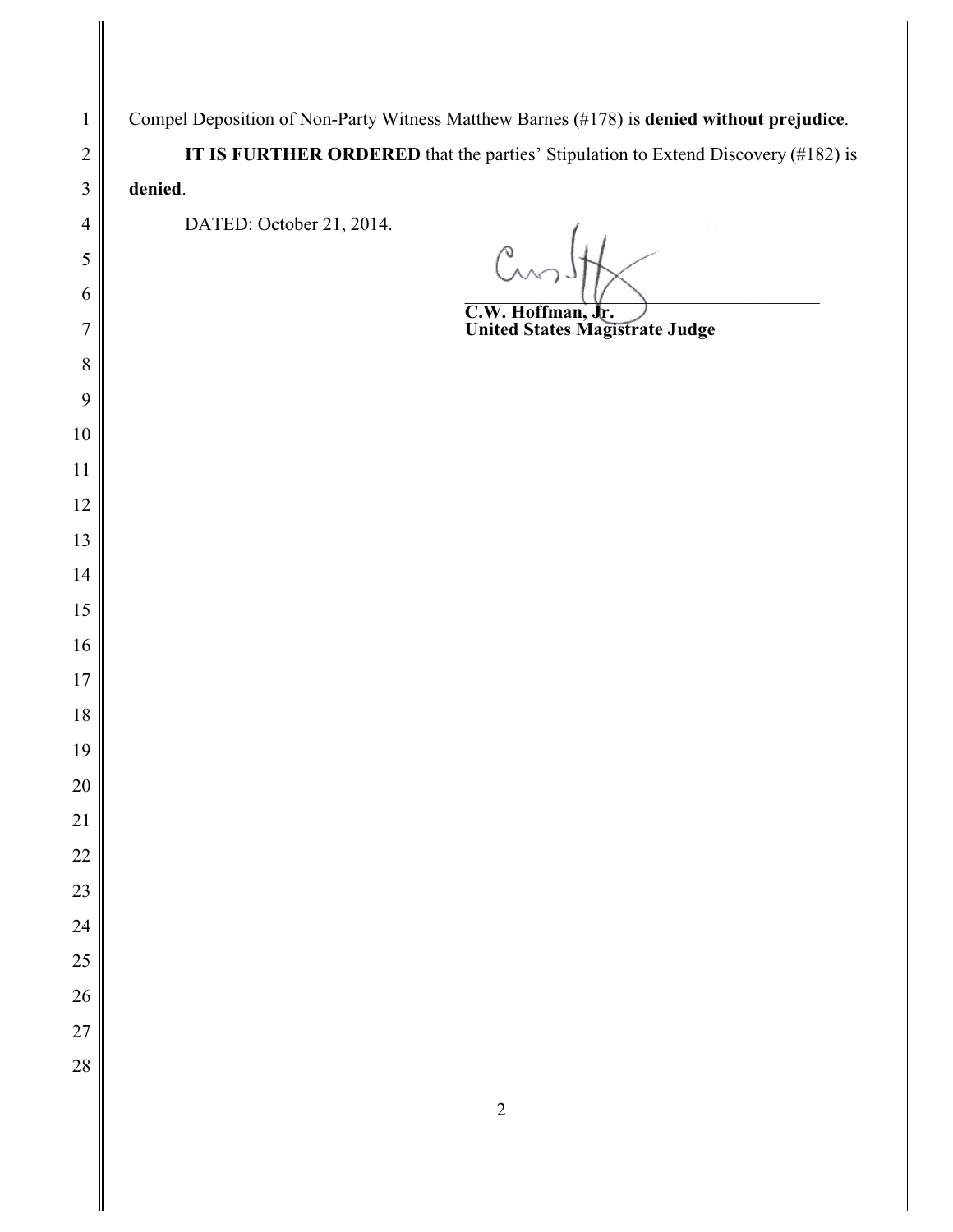Compel Deposition of Non-Party Witness Matthew Barnes (#178) is **denied without prejudice**.

**IT IS FURTHER ORDERED** that the parties' Stipulation to Extend Discovery (#182) is **denied**.

DATED: October 21, 2014.

**C.W. Hoffman, Jr.**
**United States Magistrate Judge**